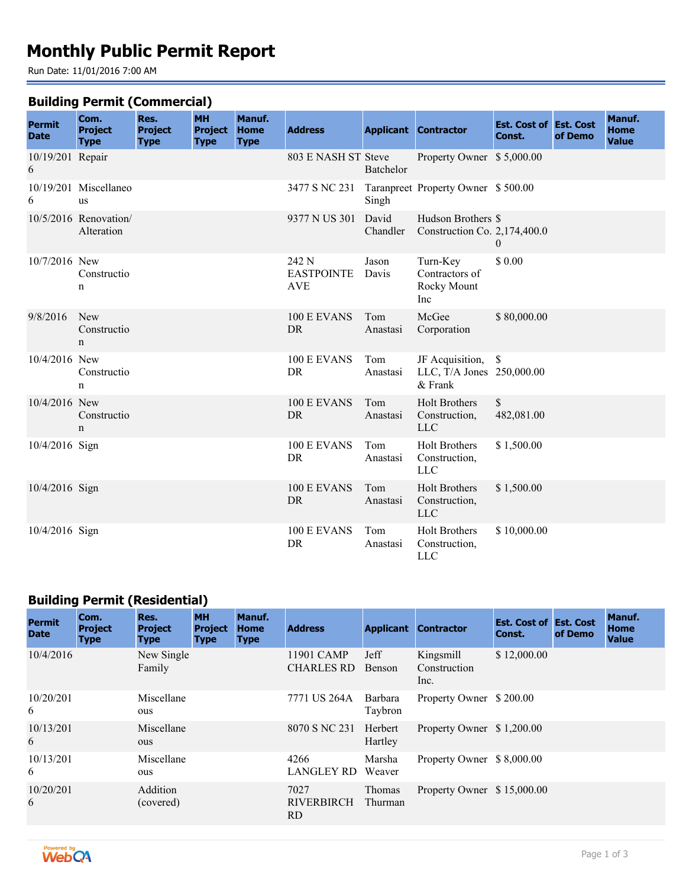# Monthly Public Permit Report

Run Date: 11/01/2016 7:00 AM

## Building Permit (Commercial)

| Permit Date | Com. Project Type | Res. Project Type | MH Project Type | Manuf. Home Type | Address | Applicant | Contractor | Est. Cost of Const. | Est. Cost of Demo | Manuf. Home Value |
|---|---|---|---|---|---|---|---|---|---|---|
| 10/19/2016 | Repair | | | | 803 E NASH ST | Steve Batchelor | Property Owner | $ 5,000.00 | | |
| 10/19/2016 | Miscellaneous | | | | 3477 S NC 231 | Taranpreet Singh | Property Owner | $ 500.00 | | |
| 10/5/2016 | Renovation/ Alteration | | | | 9377 N US 301 | David Chandler | Hudson Brothers Construction Co. | $ 2,174,400.00 | | |
| 10/7/2016 | New Construction | | | | 242 N EASTPOINTE AVE | Jason Davis | Turn-Key Contractors of Rocky Mount Inc | $ 0.00 | | |
| 9/8/2016 | New Construction | | | | 100 E EVANS DR | Tom Anastasi | McGee Corporation | $ 80,000.00 | | |
| 10/4/2016 | New Construction | | | | 100 E EVANS DR | Tom Anastasi | JF Acquisition, LLC, T/A Jones & Frank | $ 250,000.00 | | |
| 10/4/2016 | New Construction | | | | 100 E EVANS DR | Tom Anastasi | Holt Brothers Construction, LLC | $ 482,081.00 | | |
| 10/4/2016 | Sign | | | | 100 E EVANS DR | Tom Anastasi | Holt Brothers Construction, LLC | $ 1,500.00 | | |
| 10/4/2016 | Sign | | | | 100 E EVANS DR | Tom Anastasi | Holt Brothers Construction, LLC | $ 1,500.00 | | |
| 10/4/2016 | Sign | | | | 100 E EVANS DR | Tom Anastasi | Holt Brothers Construction, LLC | $ 10,000.00 | | |

## Building Permit (Residential)

| Permit Date | Com. Project Type | Res. Project Type | MH Project Type | Manuf. Home Type | Address | Applicant | Contractor | Est. Cost of Const. | Est. Cost of Demo | Manuf. Home Value |
|---|---|---|---|---|---|---|---|---|---|---|
| 10/4/2016 | | New Single Family | | | 11901 CAMP CHARLES RD | Jeff Benson | Kingsmill Construction Inc. | $ 12,000.00 | | |
| 10/20/2016 | | Miscellaneous | | | 7771 US 264A | Barbara Taybron | Property Owner | $ 200.00 | | |
| 10/13/2016 | | Miscellaneous | | | 8070 S NC 231 | Herbert Hartley | Property Owner | $ 1,200.00 | | |
| 10/13/2016 | | Miscellaneous | | | 4266 LANGLEY RD | Marsha Weaver | Property Owner | $ 8,000.00 | | |
| 10/20/2016 | | Addition (covered) | | | 7027 RIVERBIRCH RD | Thomas Thurman | Property Owner | $ 15,000.00 | | |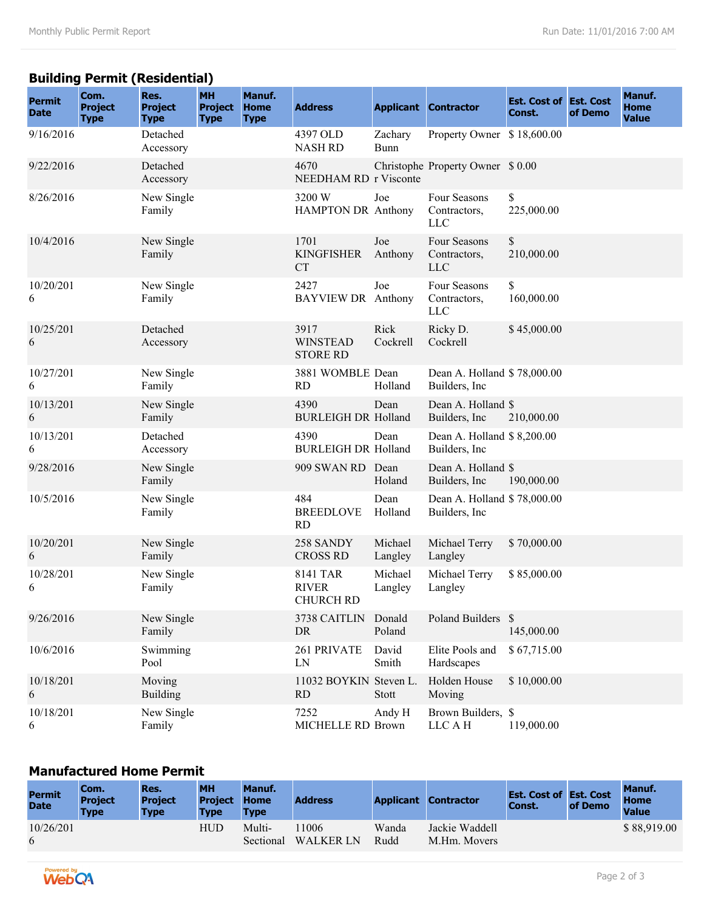## Building Permit (Residential)

| Permit Date | Com. Project Type | Res. Project Type | MH Project Type | Manuf. Home Type | Address | Applicant | Contractor | Est. Cost of Const. | Est. Cost of Demo | Manuf. Home Value |
|---|---|---|---|---|---|---|---|---|---|---|
| 9/16/2016 | | Detached Accessory | | | 4397 OLD NASH RD | Zachary Bunn | Property Owner | $ 18,600.00 | | |
| 9/22/2016 | | Detached Accessory | | | 4670 NEEDHAM RD | Christopher Visconte | Property Owner | $ 0.00 | | |
| 8/26/2016 | | New Single Family | | | 3200 W HAMPTON DR | Joe Anthony | Four Seasons Contractors, LLC | $ 225,000.00 | | |
| 10/4/2016 | | New Single Family | | | 1701 KINGFISHER CT | Joe Anthony | Four Seasons Contractors, LLC | $ 210,000.00 | | |
| 10/20/2016 | | New Single Family | | | 2427 BAYVIEW DR | Joe Anthony | Four Seasons Contractors, LLC | $ 160,000.00 | | |
| 10/25/2016 | | Detached Accessory | | | 3917 WINSTEAD STORE RD | Rick Cockrell | Ricky D. Cockrell | $ 45,000.00 | | |
| 10/27/2016 | | New Single Family | | | 3881 WOMBLE RD | Dean Holland | Dean A. Holland Builders, Inc | $ 78,000.00 | | |
| 10/13/2016 | | New Single Family | | | 4390 BURLEIGH DR | Dean Holland | Dean A. Holland Builders, Inc | $ 210,000.00 | | |
| 10/13/2016 | | Detached Accessory | | | 4390 BURLEIGH DR | Dean Holland | Dean A. Holland Builders, Inc | $ 8,200.00 | | |
| 9/28/2016 | | New Single Family | | | 909 SWAN RD | Dean Holand | Dean A. Holland Builders, Inc | $ 190,000.00 | | |
| 10/5/2016 | | New Single Family | | | 484 BREEDLOVE RD | Dean Holland | Dean A. Holland Builders, Inc | $ 78,000.00 | | |
| 10/20/2016 | | New Single Family | | | 258 SANDY CROSS RD | Michael Langley | Michael Terry Langley | $ 70,000.00 | | |
| 10/28/2016 | | New Single Family | | | 8141 TAR RIVER CHURCH RD | Michael Langley | Michael Terry Langley | $ 85,000.00 | | |
| 9/26/2016 | | New Single Family | | | 3738 CAITLIN DR | Donald Poland | Poland Builders | $ 145,000.00 | | |
| 10/6/2016 | | Swimming Pool | | | 261 PRIVATE LN | David Smith | Elite Pools and Hardscapes | $ 67,715.00 | | |
| 10/18/2016 | | Moving Building | | | 11032 BOYKIN RD | Steven L. Stott | Holden House Moving | $ 10,000.00 | | |
| 10/18/2016 | | New Single Family | | | 7252 MICHELLE RD | Andy H Brown | Brown Builders, LLC A H | $ 119,000.00 | | |

## Manufactured Home Permit

| Permit Date | Com. Project Type | Res. Project Type | MH Project Type | Manuf. Home Type | Address | Applicant | Contractor | Est. Cost of Const. | Est. Cost of Demo | Manuf. Home Value |
|---|---|---|---|---|---|---|---|---|---|---|
| 10/26/2016 | | | HUD | Multi-Sectional | 11006 WALKER LN | Wanda Rudd | Jackie Waddell M.Hm. Movers | | | $ 88,919.00 |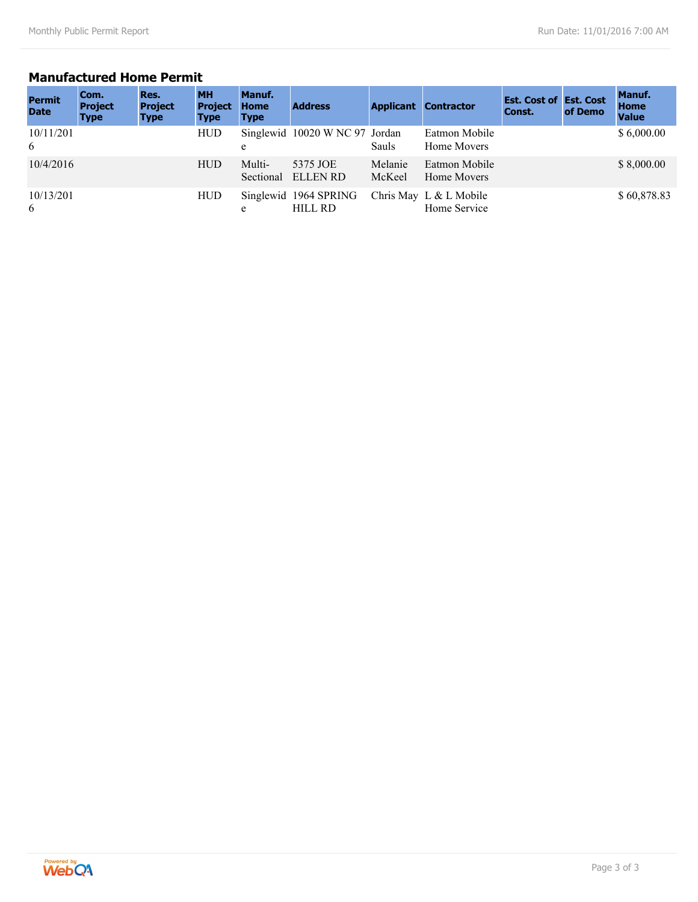## Manufactured Home Permit

| Permit Date | Com. Project Type | Res. Project Type | MH Project Type | Manuf. Home Type | Address | Applicant | Contractor | Est. Cost of Const. | Est. Cost of Demo | Manuf. Home Value |
|---|---|---|---|---|---|---|---|---|---|---|
| 10/11/2016 | | | HUD | Singlewide | 10020 W NC 97 | Jordan Sauls | Eatmon Mobile Home Movers | | | $ 6,000.00 |
| 10/4/2016 | | | HUD | Multi-Sectional | 5375 JOE ELLEN RD | Melanie McKeel | Eatmon Mobile Home Movers | | | $ 8,000.00 |
| 10/13/2016 | | | HUD | Singlewide | 1964 SPRING HILL RD | Chris May | L & L Mobile Home Service | | | $ 60,878.83 |